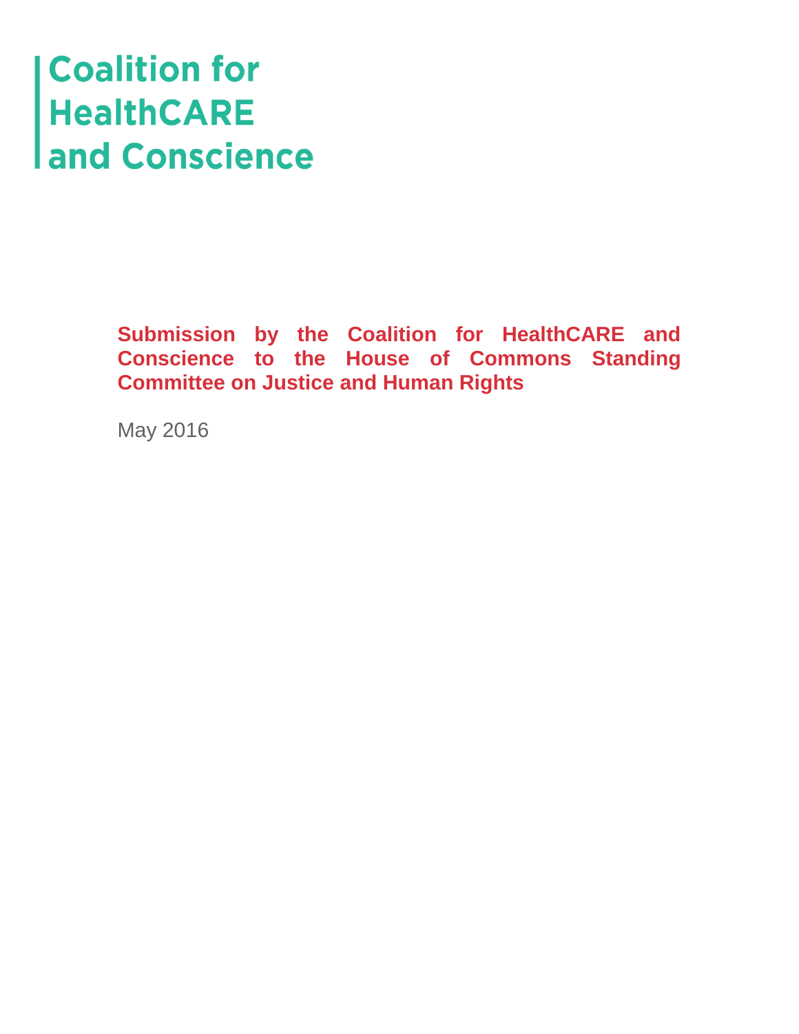# Coalition for HealthCARE and Conscience

**Submission by the Coalition for HealthCARE and Conscience to the House of Commons Standing Committee on Justice and Human Rights**

May 2016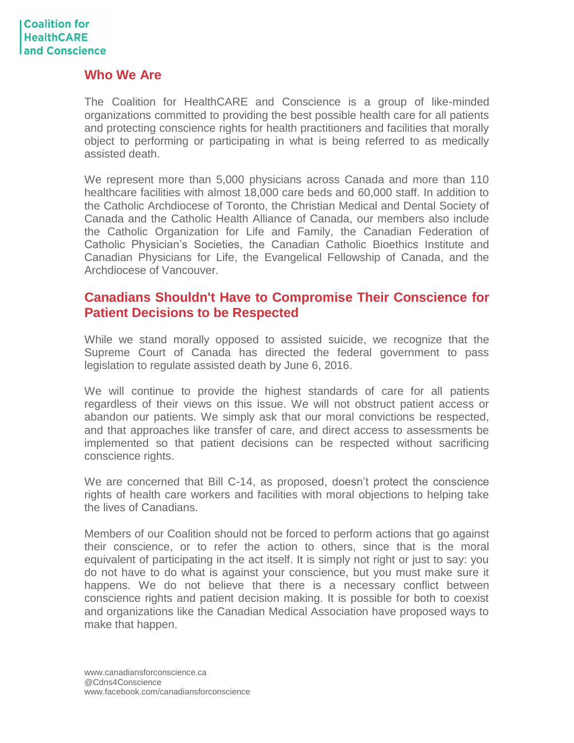Coalition for HealthCARE and Conscience

## Who We Are

The Coalition for HealthCARE and Conscience is a group of like-minded organizations committed to providing the best possible health care for all patients and protecting conscience rights for health practitioners and facilities that morally object to performing or participating in what is being referred to as medically assisted death.

We represent more than 5,000 physicians across Canada and more than 110 healthcare facilities with almost 18,000 care beds and 60,000 staff. In addition to the Catholic Archdiocese of Toronto, the Christian Medical and Dental Society of Canada and the Catholic Health Alliance of Canada, our members also include the Catholic Organization for Life and Family, the Canadian Federation of Catholic Physician's Societies, the Canadian Catholic Bioethics Institute and Canadian Physicians for Life, the Evangelical Fellowship of Canada, and the Archdiocese of Vancouver.

## Canadians Shouldn't Have to Compromise Their Conscience for Patient Decisions to be Respected

While we stand morally opposed to assisted suicide, we recognize that the Supreme Court of Canada has directed the federal government to pass legislation to regulate assisted death by June 6, 2016.

We will continue to provide the highest standards of care for all patients regardless of their views on this issue. We will not obstruct patient access or abandon our patients. We simply ask that our moral convictions be respected, and that approaches like transfer of care, and direct access to assessments be implemented so that patient decisions can be respected without sacrificing conscience rights.

We are concerned that Bill C-14, as proposed, doesn't protect the conscience rights of health care workers and facilities with moral objections to helping take the lives of Canadians.

Members of our Coalition should not be forced to perform actions that go against their conscience, or to refer the action to others, since that is the moral equivalent of participating in the act itself. It is simply not right or just to say: you do not have to do what is against your conscience, but you must make sure it happens. We do not believe that there is a necessary conflict between conscience rights and patient decision making. It is possible for both to coexist and organizations like the Canadian Medical Association have proposed ways to make that happen.

www.canadiansforconscience.ca
@Cdns4Conscience
www.facebook.com/canadiansforconscience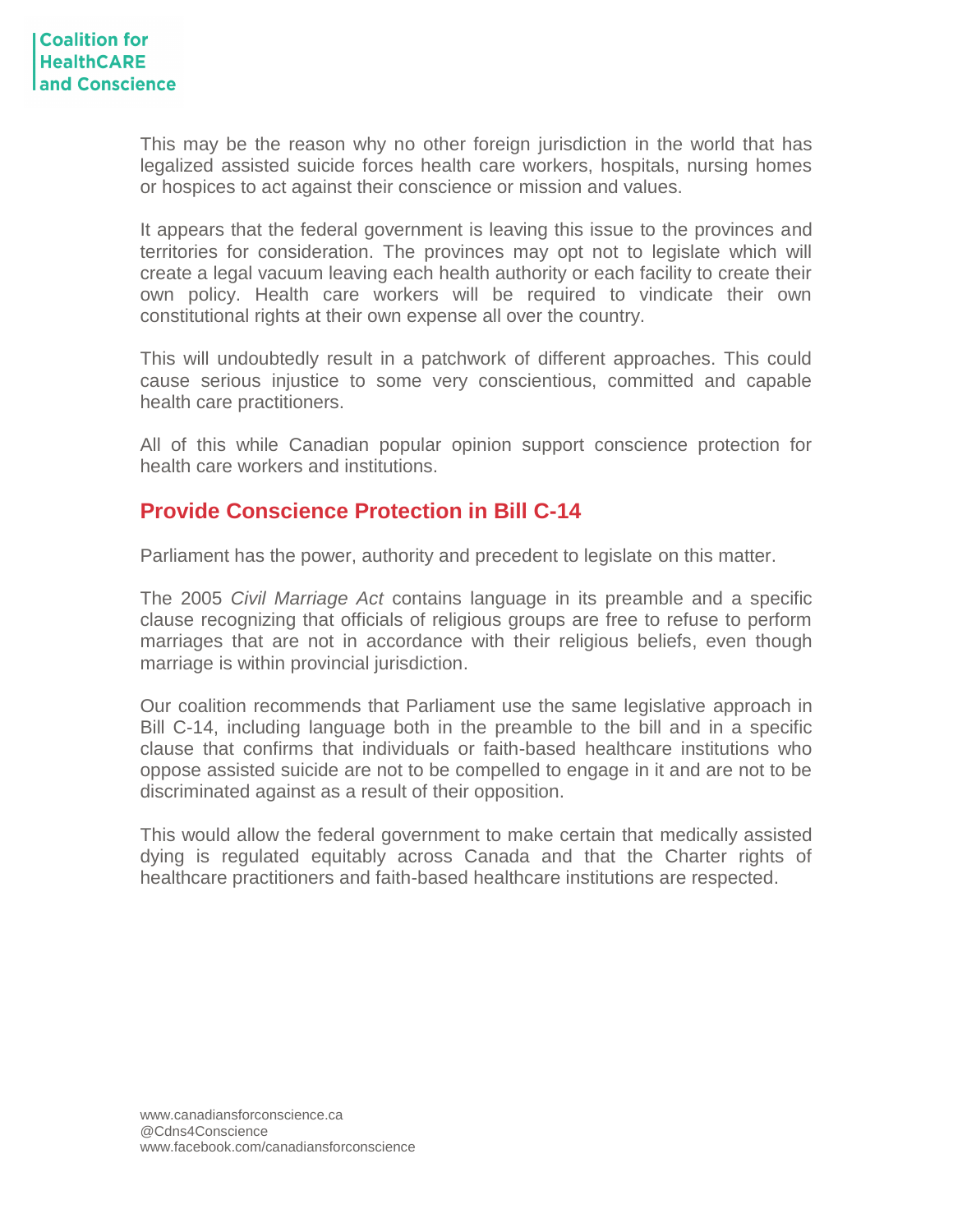This may be the reason why no other foreign jurisdiction in the world that has legalized assisted suicide forces health care workers, hospitals, nursing homes or hospices to act against their conscience or mission and values.

It appears that the federal government is leaving this issue to the provinces and territories for consideration. The provinces may opt not to legislate which will create a legal vacuum leaving each health authority or each facility to create their own policy. Health care workers will be required to vindicate their own constitutional rights at their own expense all over the country.

This will undoubtedly result in a patchwork of different approaches. This could cause serious injustice to some very conscientious, committed and capable health care practitioners.

All of this while Canadian popular opinion support conscience protection for health care workers and institutions.

## Provide Conscience Protection in Bill C-14

Parliament has the power, authority and precedent to legislate on this matter.

The 2005 *Civil Marriage Act* contains language in its preamble and a specific clause recognizing that officials of religious groups are free to refuse to perform marriages that are not in accordance with their religious beliefs, even though marriage is within provincial jurisdiction.

Our coalition recommends that Parliament use the same legislative approach in Bill C-14, including language both in the preamble to the bill and in a specific clause that confirms that individuals or faith-based healthcare institutions who oppose assisted suicide are not to be compelled to engage in it and are not to be discriminated against as a result of their opposition.

This would allow the federal government to make certain that medically assisted dying is regulated equitably across Canada and that the Charter rights of healthcare practitioners and faith-based healthcare institutions are respected.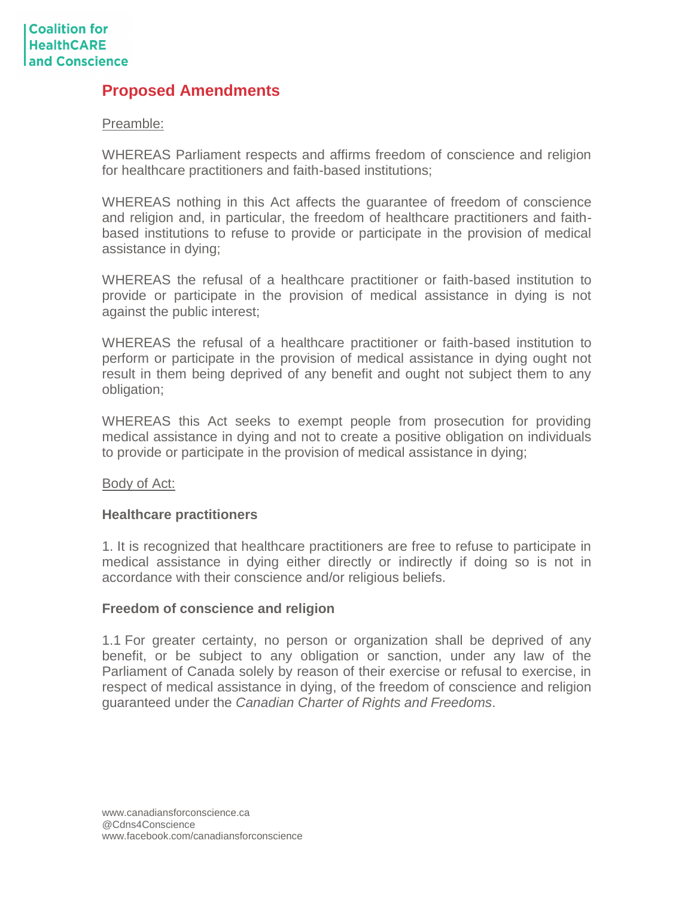Coalition for HealthCARE and Conscience

## Proposed Amendments

Preamble:

WHEREAS Parliament respects and affirms freedom of conscience and religion for healthcare practitioners and faith-based institutions;

WHEREAS nothing in this Act affects the guarantee of freedom of conscience and religion and, in particular, the freedom of healthcare practitioners and faith-based institutions to refuse to provide or participate in the provision of medical assistance in dying;

WHEREAS the refusal of a healthcare practitioner or faith-based institution to provide or participate in the provision of medical assistance in dying is not against the public interest;

WHEREAS the refusal of a healthcare practitioner or faith-based institution to perform or participate in the provision of medical assistance in dying ought not result in them being deprived of any benefit and ought not subject them to any obligation;

WHEREAS this Act seeks to exempt people from prosecution for providing medical assistance in dying and not to create a positive obligation on individuals to provide or participate in the provision of medical assistance in dying;

Body of Act:

**Healthcare practitioners**

1. It is recognized that healthcare practitioners are free to refuse to participate in medical assistance in dying either directly or indirectly if doing so is not in accordance with their conscience and/or religious beliefs.

**Freedom of conscience and religion**

1.1 For greater certainty, no person or organization shall be deprived of any benefit, or be subject to any obligation or sanction, under any law of the Parliament of Canada solely by reason of their exercise or refusal to exercise, in respect of medical assistance in dying, of the freedom of conscience and religion guaranteed under the *Canadian Charter of Rights and Freedoms*.

www.canadiansforconscience.ca
@Cdns4Conscience
www.facebook.com/canadiansforconscience